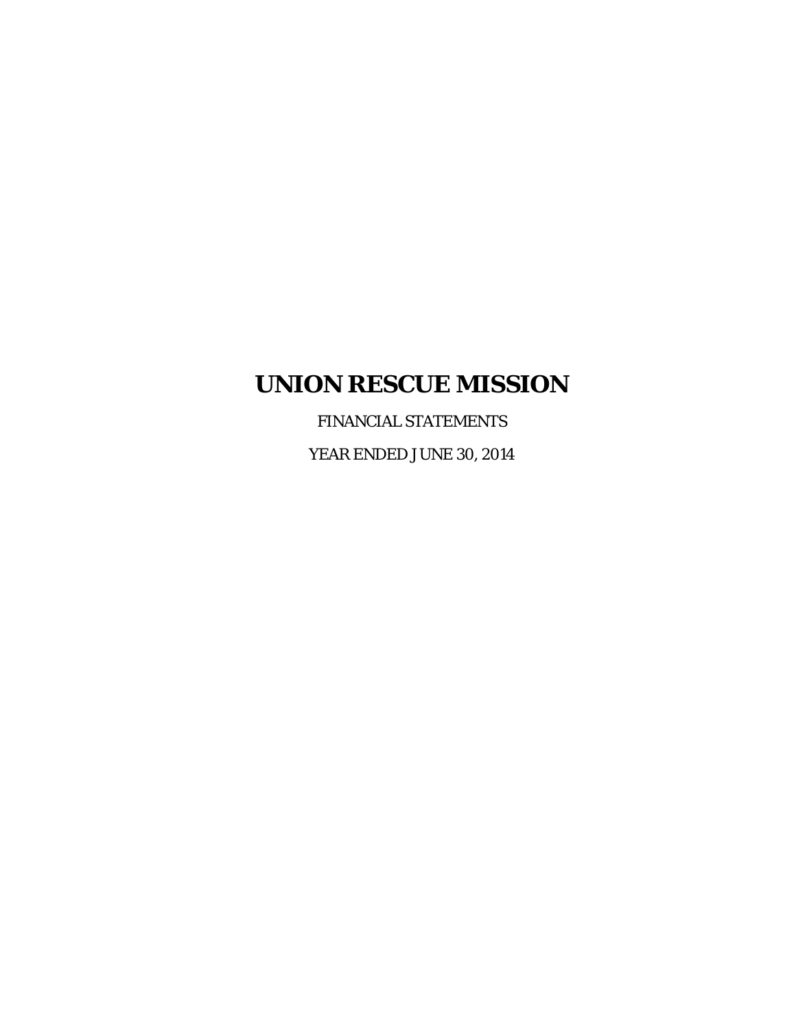# UNION RESCUE MISSION

FINANCIAL STATEMENTS

YEAR ENDED JUNE 30, 2014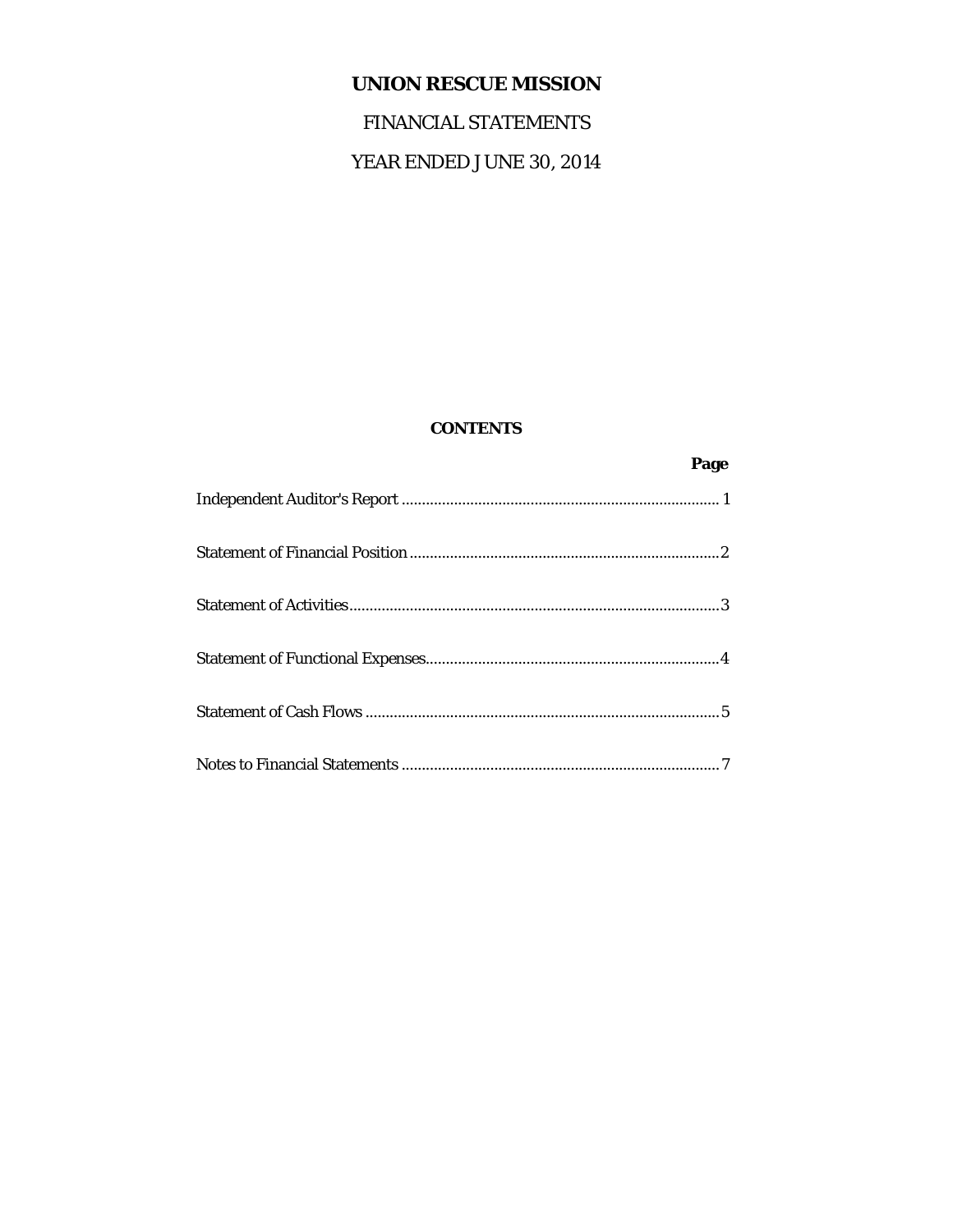# UNION RESCUE MISSION

FINANCIAL STATEMENTS

YEAR ENDED JUNE 30, 2014

## CONTENTS

| | Page |
|---|---|
| Independent Auditor's Report | 1 |
| Statement of Financial Position | 2 |
| Statement of Activities | 3 |
| Statement of Functional Expenses | 4 |
| Statement of Cash Flows | 5 |
| Notes to Financial Statements | 7 |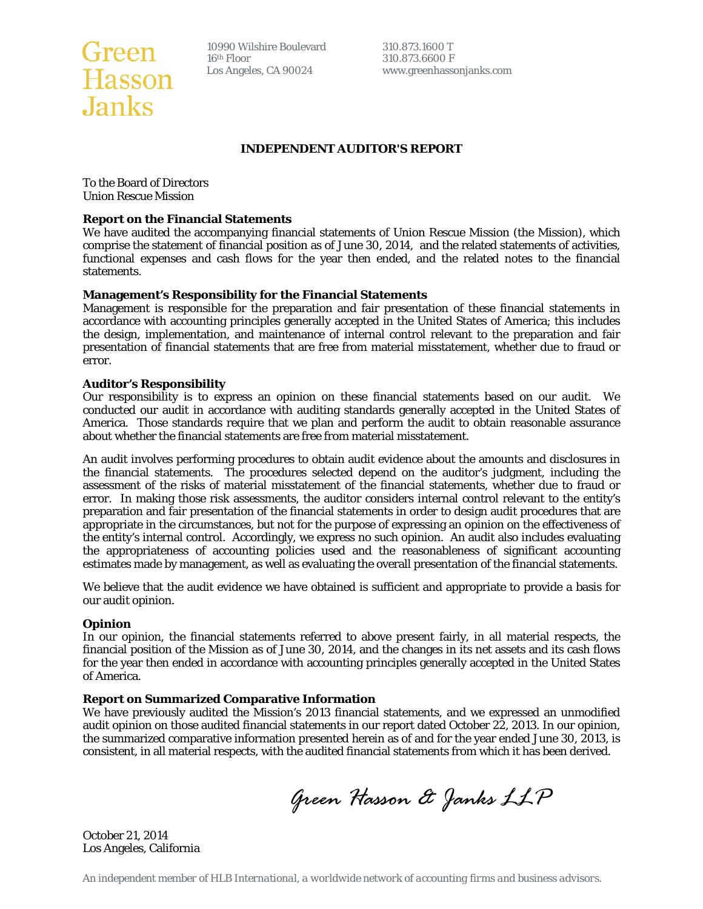Green Hasson Janks

10990 Wilshire Boulevard
16th Floor
Los Angeles, CA 90024

310.873.1600 T
310.873.6600 F
www.greenhassonjanks.com

# INDEPENDENT AUDITOR'S REPORT

To the Board of Directors
Union Rescue Mission

**Report on the Financial Statements**

We have audited the accompanying financial statements of Union Rescue Mission (the Mission), which comprise the statement of financial position as of June 30, 2014, and the related statements of activities, functional expenses and cash flows for the year then ended, and the related notes to the financial statements.

**Management's Responsibility for the Financial Statements**

Management is responsible for the preparation and fair presentation of these financial statements in accordance with accounting principles generally accepted in the United States of America; this includes the design, implementation, and maintenance of internal control relevant to the preparation and fair presentation of financial statements that are free from material misstatement, whether due to fraud or error.

**Auditor's Responsibility**

Our responsibility is to express an opinion on these financial statements based on our audit. We conducted our audit in accordance with auditing standards generally accepted in the United States of America. Those standards require that we plan and perform the audit to obtain reasonable assurance about whether the financial statements are free from material misstatement.

An audit involves performing procedures to obtain audit evidence about the amounts and disclosures in the financial statements. The procedures selected depend on the auditor's judgment, including the assessment of the risks of material misstatement of the financial statements, whether due to fraud or error. In making those risk assessments, the auditor considers internal control relevant to the entity's preparation and fair presentation of the financial statements in order to design audit procedures that are appropriate in the circumstances, but not for the purpose of expressing an opinion on the effectiveness of the entity's internal control. Accordingly, we express no such opinion. An audit also includes evaluating the appropriateness of accounting policies used and the reasonableness of significant accounting estimates made by management, as well as evaluating the overall presentation of the financial statements.

We believe that the audit evidence we have obtained is sufficient and appropriate to provide a basis for our audit opinion.

**Opinion**

In our opinion, the financial statements referred to above present fairly, in all material respects, the financial position of the Mission as of June 30, 2014, and the changes in its net assets and its cash flows for the year then ended in accordance with accounting principles generally accepted in the United States of America.

**Report on Summarized Comparative Information**

We have previously audited the Mission's 2013 financial statements, and we expressed an unmodified audit opinion on those audited financial statements in our report dated October 22, 2013. In our opinion, the summarized comparative information presented herein as of and for the year ended June 30, 2013, is consistent, in all material respects, with the audited financial statements from which it has been derived.

*Green Hasson & Janks LLP*

October 21, 2014
Los Angeles, California

*An independent member of HLB International, a worldwide network of accounting firms and business advisors.*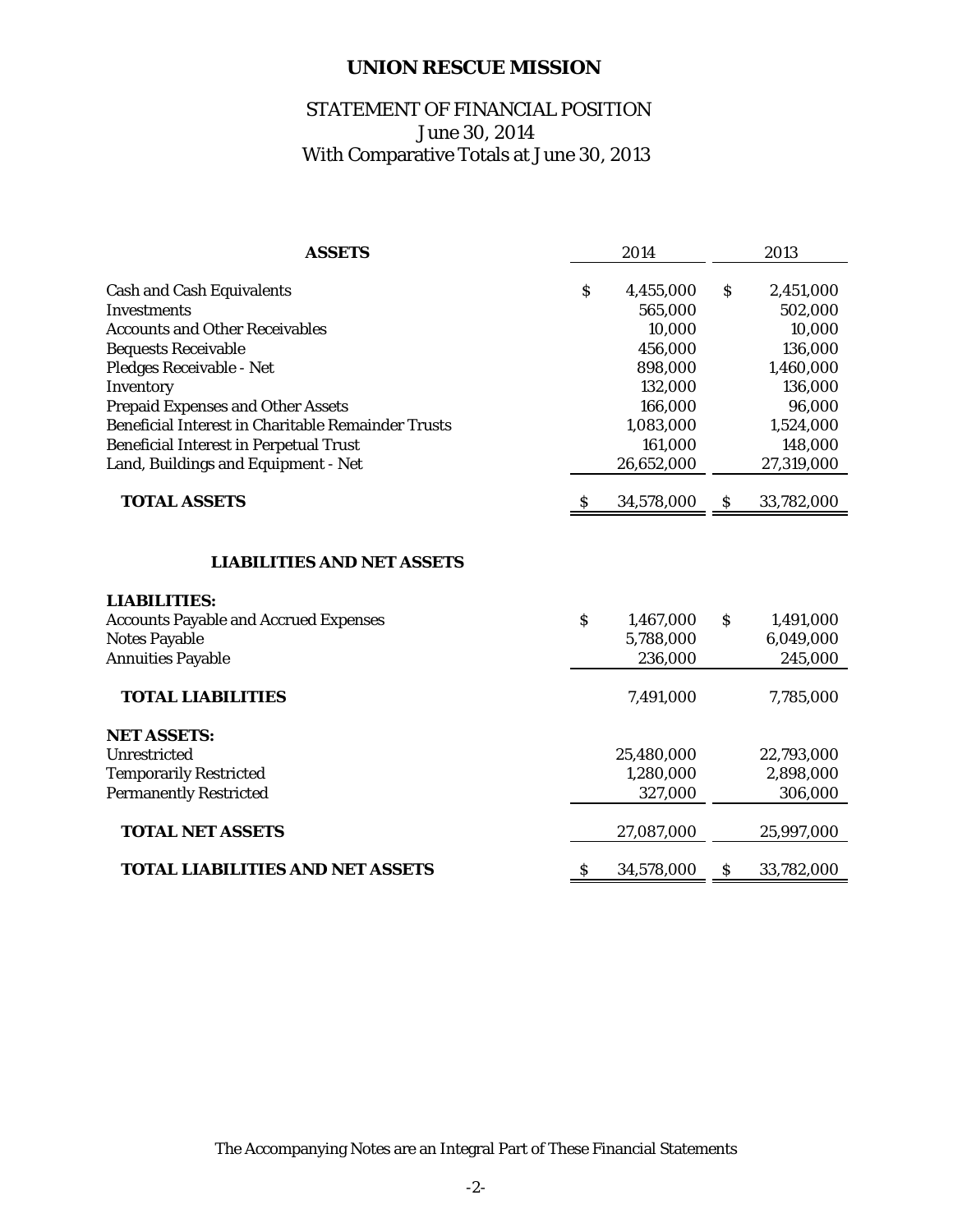# UNION RESCUE MISSION

## STATEMENT OF FINANCIAL POSITION
June 30, 2014
With Comparative Totals at June 30, 2013

| **ASSETS** | 2014 | 2013 |
|---|---|---|
| Cash and Cash Equivalents | $ 4,455,000 | $ 2,451,000 |
| Investments | 565,000 | 502,000 |
| Accounts and Other Receivables | 10,000 | 10,000 |
| Bequests Receivable | 456,000 | 136,000 |
| Pledges Receivable - Net | 898,000 | 1,460,000 |
| Inventory | 132,000 | 136,000 |
| Prepaid Expenses and Other Assets | 166,000 | 96,000 |
| Beneficial Interest in Charitable Remainder Trusts | 1,083,000 | 1,524,000 |
| Beneficial Interest in Perpetual Trust | 161,000 | 148,000 |
| Land, Buildings and Equipment - Net | 26,652,000 | 27,319,000 |
| **TOTAL ASSETS** | $ 34,578,000 | $ 33,782,000 |
| | | |
| **LIABILITIES AND NET ASSETS** | | |
| **LIABILITIES:** | | |
| Accounts Payable and Accrued Expenses | $ 1,467,000 | $ 1,491,000 |
| Notes Payable | 5,788,000 | 6,049,000 |
| Annuities Payable | 236,000 | 245,000 |
| **TOTAL LIABILITIES** | 7,491,000 | 7,785,000 |
| **NET ASSETS:** | | |
| Unrestricted | 25,480,000 | 22,793,000 |
| Temporarily Restricted | 1,280,000 | 2,898,000 |
| Permanently Restricted | 327,000 | 306,000 |
| **TOTAL NET ASSETS** | 27,087,000 | 25,997,000 |
| **TOTAL LIABILITIES AND NET ASSETS** | $ 34,578,000 | $ 33,782,000 |

The Accompanying Notes are an Integral Part of These Financial Statements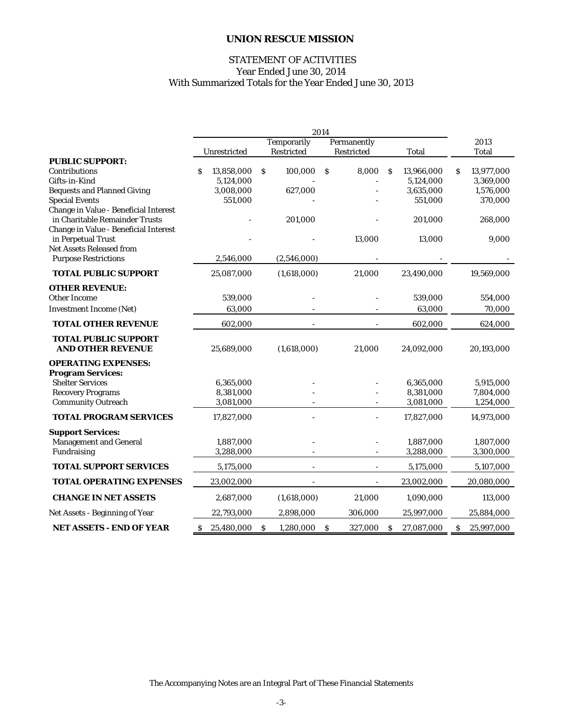# UNION RESCUE MISSION

## STATEMENT OF ACTIVITIES
Year Ended June 30, 2014
With Summarized Totals for the Year Ended June 30, 2013

| | 2014 | | | | 2013 |
|---|---|---|---|---|---|
| | Unrestricted | Temporarily Restricted | Permanently Restricted | Total | Total |
| **PUBLIC SUPPORT:** | | | | | |
| Contributions | $ 13,858,000 | $ 100,000 | $ 8,000 | $ 13,966,000 | $ 13,977,000 |
| Gifts-in-Kind | 5,124,000 | - | - | 5,124,000 | 3,369,000 |
| Bequests and Planned Giving | 3,008,000 | 627,000 | - | 3,635,000 | 1,576,000 |
| Special Events | 551,000 | - | - | 551,000 | 370,000 |
| Change in Value - Beneficial Interest in Charitable Remainder Trusts | - | 201,000 | - | 201,000 | 268,000 |
| Change in Value - Beneficial Interest in Perpetual Trust | - | - | 13,000 | 13,000 | 9,000 |
| Net Assets Released from Purpose Restrictions | 2,546,000 | (2,546,000) | - | - | - |
| **TOTAL PUBLIC SUPPORT** | 25,087,000 | (1,618,000) | 21,000 | 23,490,000 | 19,569,000 |
| **OTHER REVENUE:** | | | | | |
| Other Income | 539,000 | - | - | 539,000 | 554,000 |
| Investment Income (Net) | 63,000 | - | - | 63,000 | 70,000 |
| **TOTAL OTHER REVENUE** | 602,000 | - | - | 602,000 | 624,000 |
| **TOTAL PUBLIC SUPPORT AND OTHER REVENUE** | 25,689,000 | (1,618,000) | 21,000 | 24,092,000 | 20,193,000 |
| **OPERATING EXPENSES:** | | | | | |
| **Program Services:** | | | | | |
| Shelter Services | 6,365,000 | - | - | 6,365,000 | 5,915,000 |
| Recovery Programs | 8,381,000 | - | - | 8,381,000 | 7,804,000 |
| Community Outreach | 3,081,000 | - | - | 3,081,000 | 1,254,000 |
| **TOTAL PROGRAM SERVICES** | 17,827,000 | - | - | 17,827,000 | 14,973,000 |
| **Support Services:** | | | | | |
| Management and General | 1,887,000 | - | - | 1,887,000 | 1,807,000 |
| Fundraising | 3,288,000 | - | - | 3,288,000 | 3,300,000 |
| **TOTAL SUPPORT SERVICES** | 5,175,000 | - | - | 5,175,000 | 5,107,000 |
| **TOTAL OPERATING EXPENSES** | 23,002,000 | - | - | 23,002,000 | 20,080,000 |
| **CHANGE IN NET ASSETS** | 2,687,000 | (1,618,000) | 21,000 | 1,090,000 | 113,000 |
| Net Assets - Beginning of Year | 22,793,000 | 2,898,000 | 306,000 | 25,997,000 | 25,884,000 |
| **NET ASSETS - END OF YEAR** | $ 25,480,000 | $ 1,280,000 | $ 327,000 | $ 27,087,000 | $ 25,997,000 |

The Accompanying Notes are an Integral Part of These Financial Statements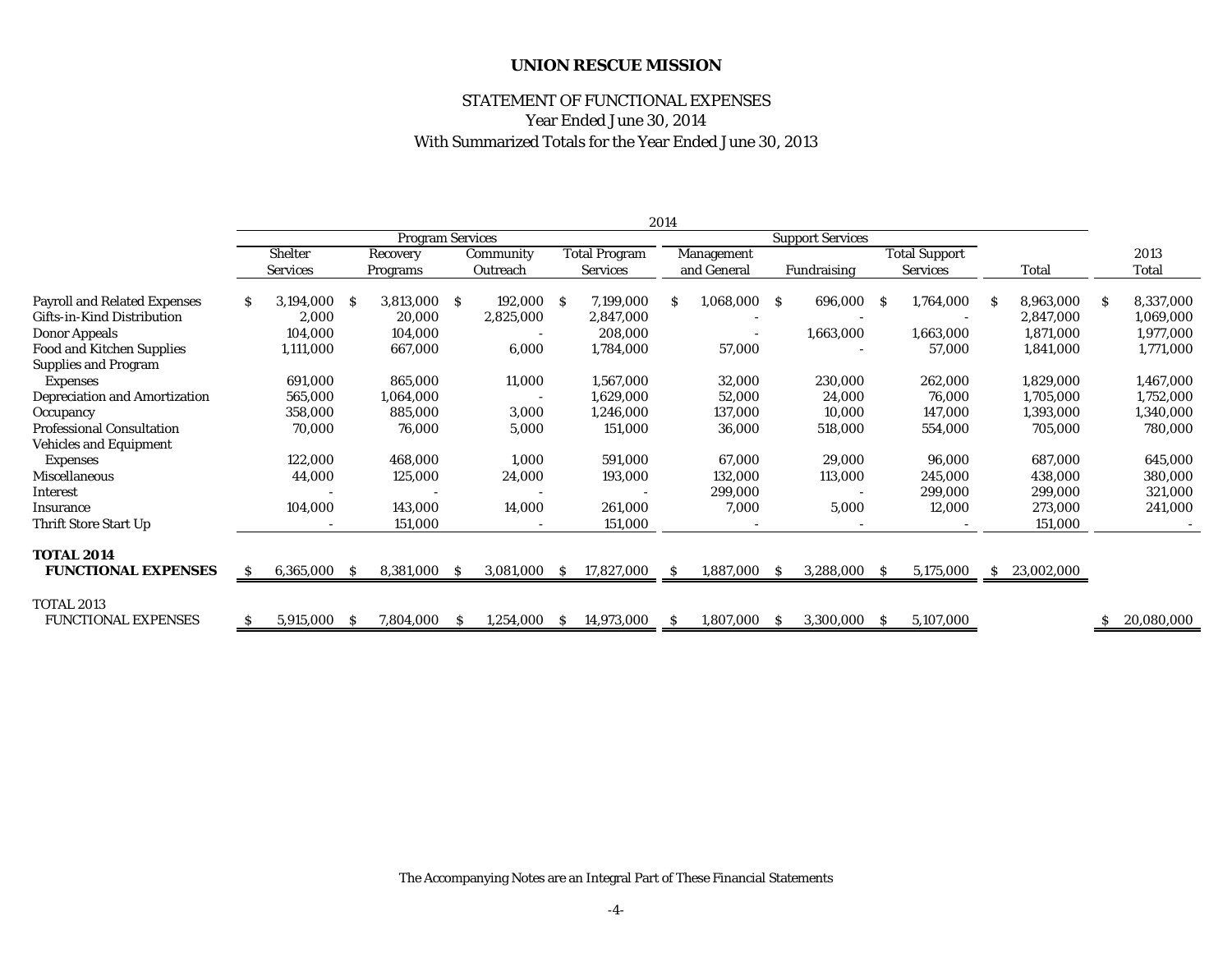# UNION RESCUE MISSION

## STATEMENT OF FUNCTIONAL EXPENSES
Year Ended June 30, 2014
With Summarized Totals for the Year Ended June 30, 2013

| | 2014 | | | | | | | | |
|---|---|---|---|---|---|---|---|---|---|
| | Program Services | | | | Support Services | | | | |
| | Shelter Services | Recovery Programs | Community Outreach | Total Program Services | Management and General | Fundraising | Total Support Services | Total | 2013 Total |
| Payroll and Related Expenses | $ 3,194,000 | $ 3,813,000 | $ 192,000 | $ 7,199,000 | $ 1,068,000 | $ 696,000 | $ 1,764,000 | $ 8,963,000 | $ 8,337,000 |
| Gifts-in-Kind Distribution | 2,000 | 20,000 | 2,825,000 | 2,847,000 | - | - | - | 2,847,000 | 1,069,000 |
| Donor Appeals | 104,000 | 104,000 | - | 208,000 | - | 1,663,000 | 1,663,000 | 1,871,000 | 1,977,000 |
| Food and Kitchen Supplies | 1,111,000 | 667,000 | 6,000 | 1,784,000 | 57,000 | - | 57,000 | 1,841,000 | 1,771,000 |
| Supplies and Program Expenses | 691,000 | 865,000 | 11,000 | 1,567,000 | 32,000 | 230,000 | 262,000 | 1,829,000 | 1,467,000 |
| Depreciation and Amortization | 565,000 | 1,064,000 | - | 1,629,000 | 52,000 | 24,000 | 76,000 | 1,705,000 | 1,752,000 |
| Occupancy | 358,000 | 885,000 | 3,000 | 1,246,000 | 137,000 | 10,000 | 147,000 | 1,393,000 | 1,340,000 |
| Professional Consultation | 70,000 | 76,000 | 5,000 | 151,000 | 36,000 | 518,000 | 554,000 | 705,000 | 780,000 |
| Vehicles and Equipment Expenses | 122,000 | 468,000 | 1,000 | 591,000 | 67,000 | 29,000 | 96,000 | 687,000 | 645,000 |
| Miscellaneous | 44,000 | 125,000 | 24,000 | 193,000 | 132,000 | 113,000 | 245,000 | 438,000 | 380,000 |
| Interest | - | - | - | - | 299,000 | - | 299,000 | 299,000 | 321,000 |
| Insurance | 104,000 | 143,000 | 14,000 | 261,000 | 7,000 | 5,000 | 12,000 | 273,000 | 241,000 |
| Thrift Store Start Up | - | 151,000 | - | 151,000 | - | - | - | 151,000 | - |
| **TOTAL 2014 FUNCTIONAL EXPENSES** | $ 6,365,000 | $ 8,381,000 | $ 3,081,000 | $ 17,827,000 | $ 1,887,000 | $ 3,288,000 | $ 5,175,000 | $ 23,002,000 | |
| TOTAL 2013 FUNCTIONAL EXPENSES | $ 5,915,000 | $ 7,804,000 | $ 1,254,000 | $ 14,973,000 | $ 1,807,000 | $ 3,300,000 | $ 5,107,000 | | $ 20,080,000 |

The Accompanying Notes are an Integral Part of These Financial Statements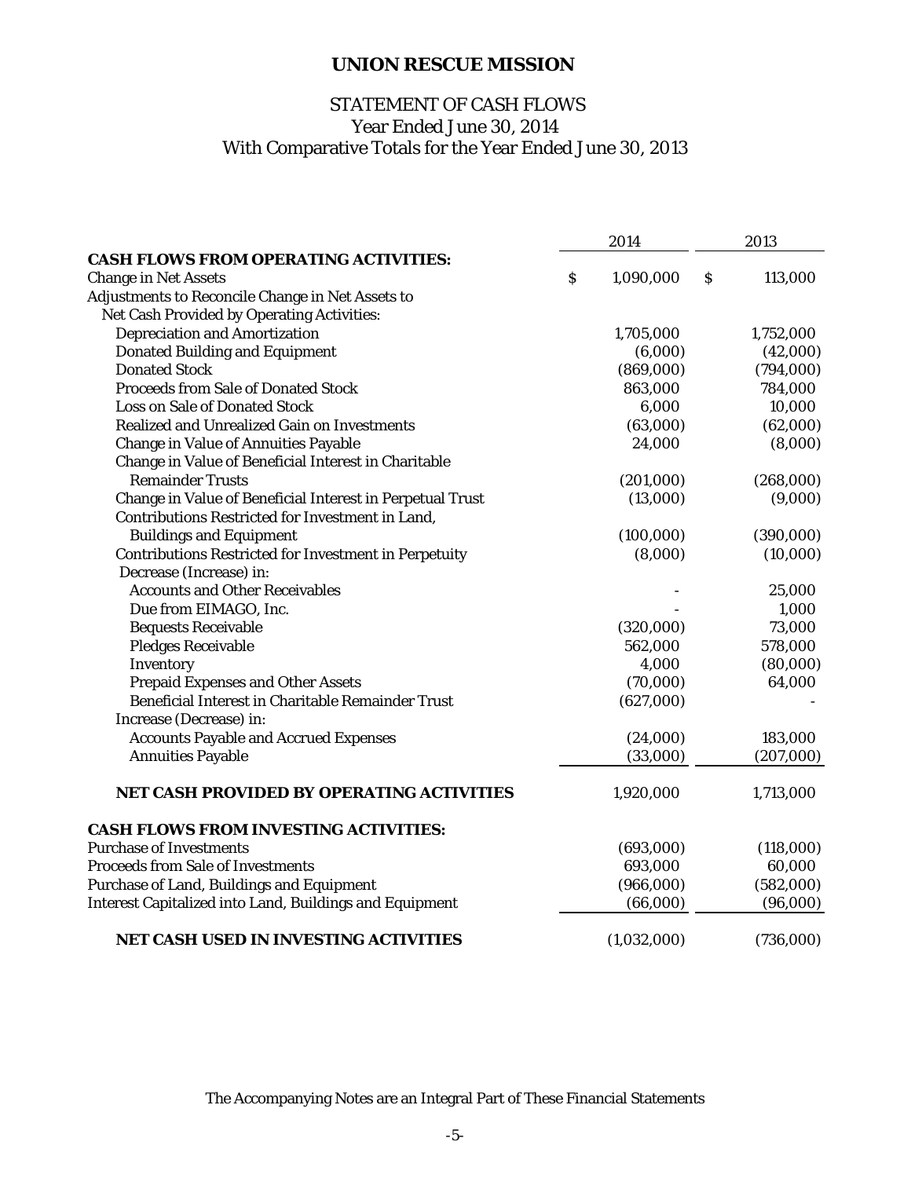# UNION RESCUE MISSION

## STATEMENT OF CASH FLOWS
Year Ended June 30, 2014
With Comparative Totals for the Year Ended June 30, 2013

| | 2014 | 2013 |
|---|---|---|
| **CASH FLOWS FROM OPERATING ACTIVITIES:** | | |
| Change in Net Assets | $ 1,090,000 | $ 113,000 |
| Adjustments to Reconcile Change in Net Assets to Net Cash Provided by Operating Activities: | | |
| Depreciation and Amortization | 1,705,000 | 1,752,000 |
| Donated Building and Equipment | (6,000) | (42,000) |
| Donated Stock | (869,000) | (794,000) |
| Proceeds from Sale of Donated Stock | 863,000 | 784,000 |
| Loss on Sale of Donated Stock | 6,000 | 10,000 |
| Realized and Unrealized Gain on Investments | (63,000) | (62,000) |
| Change in Value of Annuities Payable | 24,000 | (8,000) |
| Change in Value of Beneficial Interest in Charitable Remainder Trusts | (201,000) | (268,000) |
| Change in Value of Beneficial Interest in Perpetual Trust | (13,000) | (9,000) |
| Contributions Restricted for Investment in Land, Buildings and Equipment | (100,000) | (390,000) |
| Contributions Restricted for Investment in Perpetuity | (8,000) | (10,000) |
| Decrease (Increase) in: | | |
| Accounts and Other Receivables | - | 25,000 |
| Due from EIMAGO, Inc. | - | 1,000 |
| Bequests Receivable | (320,000) | 73,000 |
| Pledges Receivable | 562,000 | 578,000 |
| Inventory | 4,000 | (80,000) |
| Prepaid Expenses and Other Assets | (70,000) | 64,000 |
| Beneficial Interest in Charitable Remainder Trust | (627,000) | - |
| Increase (Decrease) in: | | |
| Accounts Payable and Accrued Expenses | (24,000) | 183,000 |
| Annuities Payable | (33,000) | (207,000) |
| **NET CASH PROVIDED BY OPERATING ACTIVITIES** | 1,920,000 | 1,713,000 |
| **CASH FLOWS FROM INVESTING ACTIVITIES:** | | |
| Purchase of Investments | (693,000) | (118,000) |
| Proceeds from Sale of Investments | 693,000 | 60,000 |
| Purchase of Land, Buildings and Equipment | (966,000) | (582,000) |
| Interest Capitalized into Land, Buildings and Equipment | (66,000) | (96,000) |
| **NET CASH USED IN INVESTING ACTIVITIES** | (1,032,000) | (736,000) |

The Accompanying Notes are an Integral Part of These Financial Statements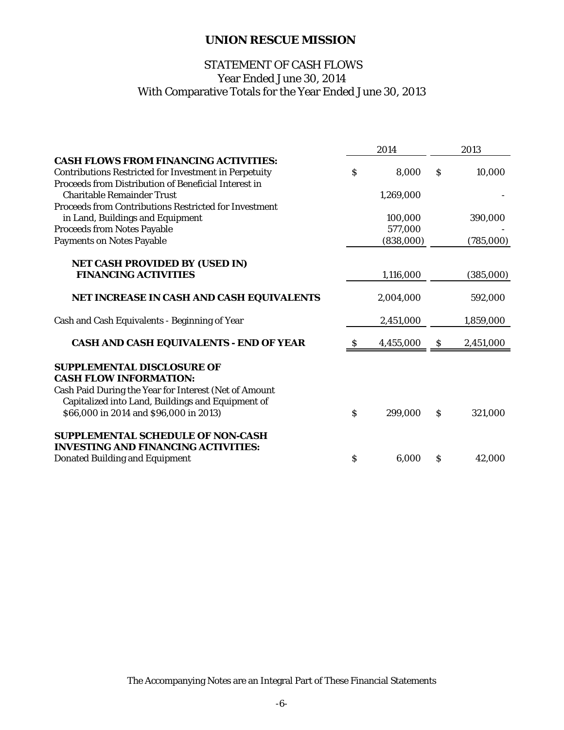# UNION RESCUE MISSION

## STATEMENT OF CASH FLOWS
Year Ended June 30, 2014
With Comparative Totals for the Year Ended June 30, 2013

| | 2014 | 2013 |
|---|---|---|
| **CASH FLOWS FROM FINANCING ACTIVITIES:** | | |
| Contributions Restricted for Investment in Perpetuity | $ 8,000 | $ 10,000 |
| Proceeds from Distribution of Beneficial Interest in Charitable Remainder Trust | 1,269,000 | - |
| Proceeds from Contributions Restricted for Investment in Land, Buildings and Equipment | 100,000 | 390,000 |
| Proceeds from Notes Payable | 577,000 | - |
| Payments on Notes Payable | (838,000) | (785,000) |
| **NET CASH PROVIDED BY (USED IN) FINANCING ACTIVITIES** | 1,116,000 | (385,000) |
| **NET INCREASE IN CASH AND CASH EQUIVALENTS** | 2,004,000 | 592,000 |
| Cash and Cash Equivalents - Beginning of Year | 2,451,000 | 1,859,000 |
| **CASH AND CASH EQUIVALENTS - END OF YEAR** | $ 4,455,000 | $ 2,451,000 |
| **SUPPLEMENTAL DISCLOSURE OF CASH FLOW INFORMATION:** | | |
| Cash Paid During the Year for Interest (Net of Amount Capitalized into Land, Buildings and Equipment of $66,000 in 2014 and $96,000 in 2013) | $ 299,000 | $ 321,000 |
| **SUPPLEMENTAL SCHEDULE OF NON-CASH INVESTING AND FINANCING ACTIVITIES:** | | |
| Donated Building and Equipment | $ 6,000 | $ 42,000 |

The Accompanying Notes are an Integral Part of These Financial Statements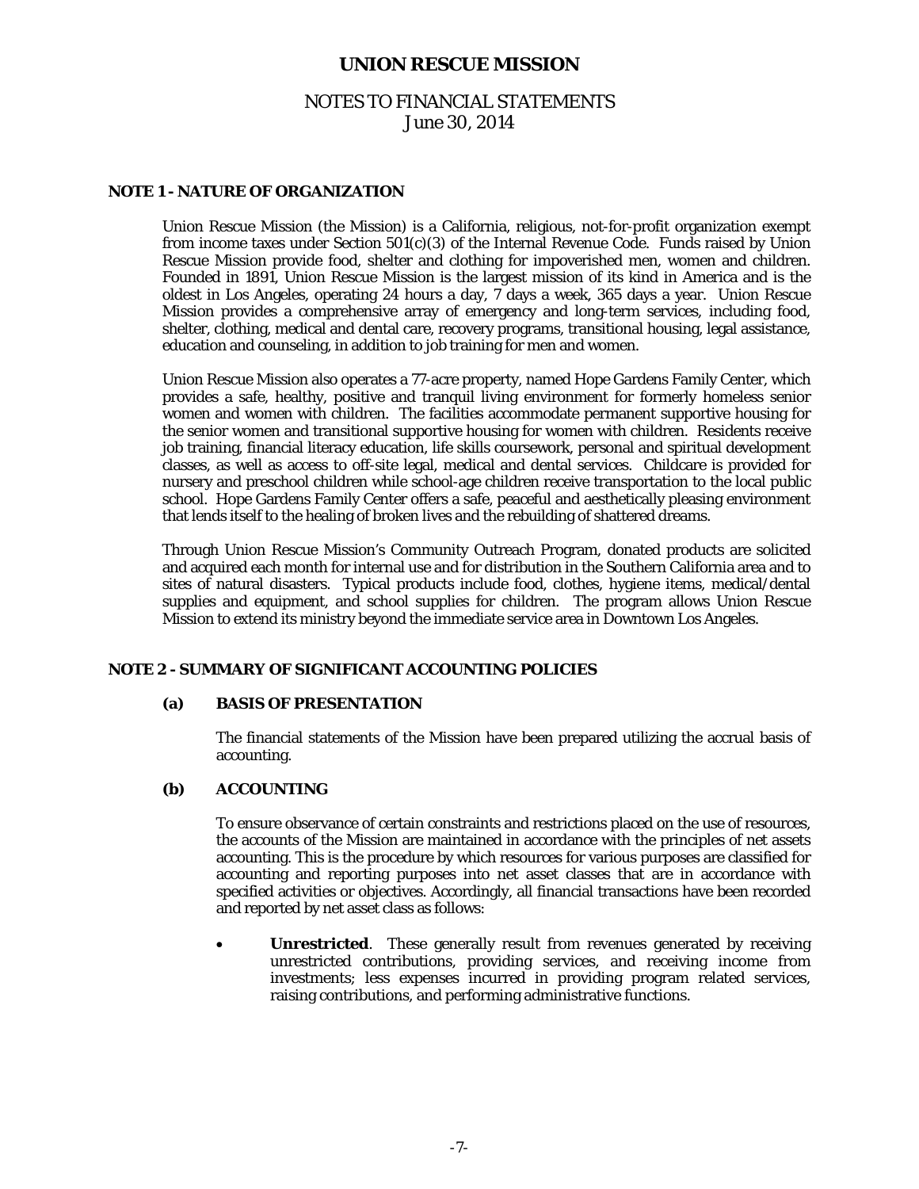# UNION RESCUE MISSION

## NOTES TO FINANCIAL STATEMENTS
June 30, 2014

### NOTE 1 - NATURE OF ORGANIZATION

Union Rescue Mission (the Mission) is a California, religious, not-for-profit organization exempt from income taxes under Section 501(c)(3) of the Internal Revenue Code. Funds raised by Union Rescue Mission provide food, shelter and clothing for impoverished men, women and children. Founded in 1891, Union Rescue Mission is the largest mission of its kind in America and is the oldest in Los Angeles, operating 24 hours a day, 7 days a week, 365 days a year. Union Rescue Mission provides a comprehensive array of emergency and long-term services, including food, shelter, clothing, medical and dental care, recovery programs, transitional housing, legal assistance, education and counseling, in addition to job training for men and women.

Union Rescue Mission also operates a 77-acre property, named Hope Gardens Family Center, which provides a safe, healthy, positive and tranquil living environment for formerly homeless senior women and women with children. The facilities accommodate permanent supportive housing for the senior women and transitional supportive housing for women with children. Residents receive job training, financial literacy education, life skills coursework, personal and spiritual development classes, as well as access to off-site legal, medical and dental services. Childcare is provided for nursery and preschool children while school-age children receive transportation to the local public school. Hope Gardens Family Center offers a safe, peaceful and aesthetically pleasing environment that lends itself to the healing of broken lives and the rebuilding of shattered dreams.

Through Union Rescue Mission's Community Outreach Program, donated products are solicited and acquired each month for internal use and for distribution in the Southern California area and to sites of natural disasters. Typical products include food, clothes, hygiene items, medical/dental supplies and equipment, and school supplies for children. The program allows Union Rescue Mission to extend its ministry beyond the immediate service area in Downtown Los Angeles.

### NOTE 2 - SUMMARY OF SIGNIFICANT ACCOUNTING POLICIES

#### (a) BASIS OF PRESENTATION

The financial statements of the Mission have been prepared utilizing the accrual basis of accounting.

#### (b) ACCOUNTING

To ensure observance of certain constraints and restrictions placed on the use of resources, the accounts of the Mission are maintained in accordance with the principles of net assets accounting. This is the procedure by which resources for various purposes are classified for accounting and reporting purposes into net asset classes that are in accordance with specified activities or objectives. Accordingly, all financial transactions have been recorded and reported by net asset class as follows:

- **Unrestricted**. These generally result from revenues generated by receiving unrestricted contributions, providing services, and receiving income from investments; less expenses incurred in providing program related services, raising contributions, and performing administrative functions.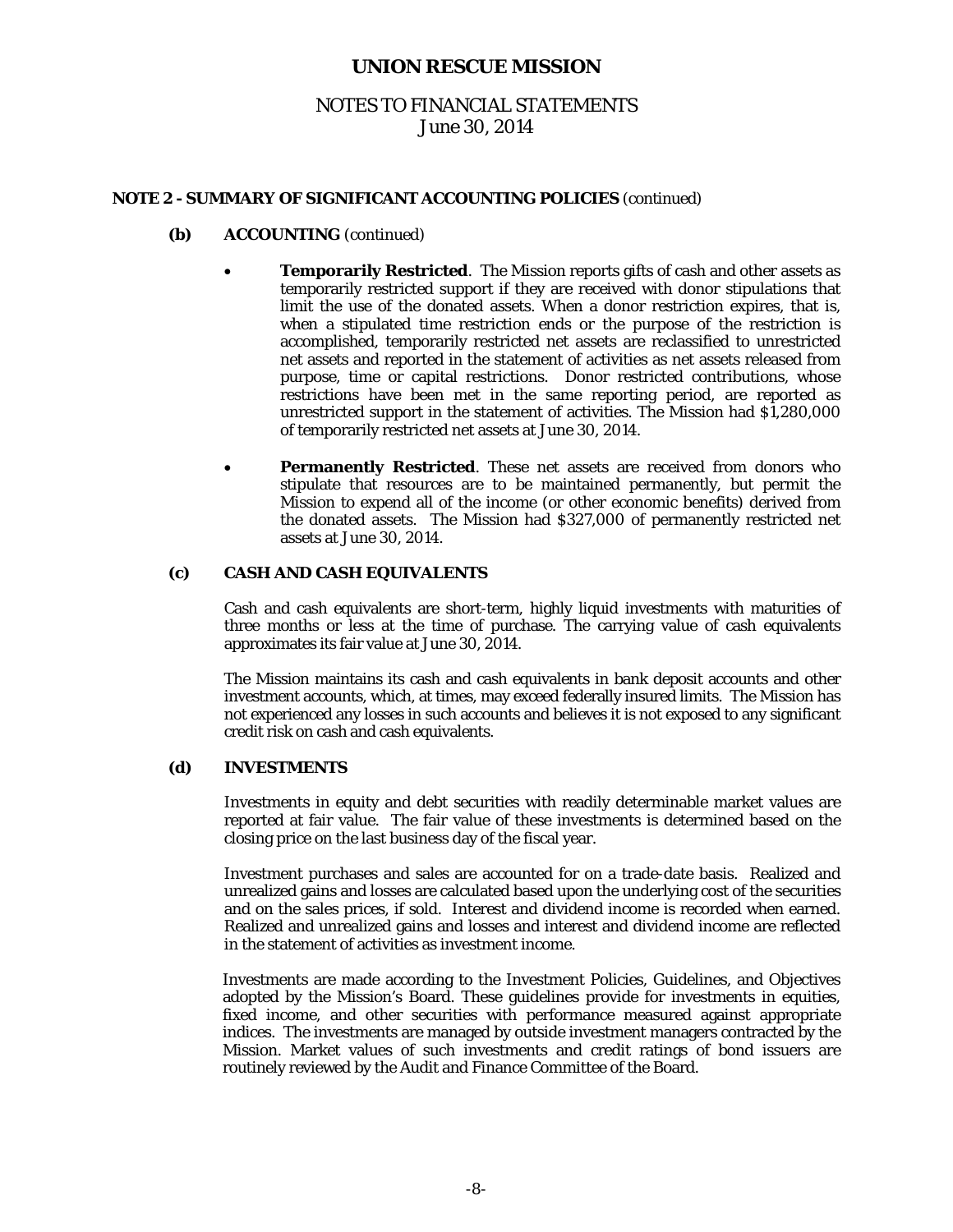# UNION RESCUE MISSION

NOTES TO FINANCIAL STATEMENTS
June 30, 2014

**NOTE 2 - SUMMARY OF SIGNIFICANT ACCOUNTING POLICIES** (continued)

**(b) ACCOUNTING** (continued)

- **Temporarily Restricted**. The Mission reports gifts of cash and other assets as temporarily restricted support if they are received with donor stipulations that limit the use of the donated assets. When a donor restriction expires, that is, when a stipulated time restriction ends or the purpose of the restriction is accomplished, temporarily restricted net assets are reclassified to unrestricted net assets and reported in the statement of activities as net assets released from purpose, time or capital restrictions. Donor restricted contributions, whose restrictions have been met in the same reporting period, are reported as unrestricted support in the statement of activities. The Mission had $1,280,000 of temporarily restricted net assets at June 30, 2014.

- **Permanently Restricted**. These net assets are received from donors who stipulate that resources are to be maintained permanently, but permit the Mission to expend all of the income (or other economic benefits) derived from the donated assets. The Mission had $327,000 of permanently restricted net assets at June 30, 2014.

**(c) CASH AND CASH EQUIVALENTS**

Cash and cash equivalents are short-term, highly liquid investments with maturities of three months or less at the time of purchase. The carrying value of cash equivalents approximates its fair value at June 30, 2014.

The Mission maintains its cash and cash equivalents in bank deposit accounts and other investment accounts, which, at times, may exceed federally insured limits. The Mission has not experienced any losses in such accounts and believes it is not exposed to any significant credit risk on cash and cash equivalents.

**(d) INVESTMENTS**

Investments in equity and debt securities with readily determinable market values are reported at fair value. The fair value of these investments is determined based on the closing price on the last business day of the fiscal year.

Investment purchases and sales are accounted for on a trade-date basis. Realized and unrealized gains and losses are calculated based upon the underlying cost of the securities and on the sales prices, if sold. Interest and dividend income is recorded when earned. Realized and unrealized gains and losses and interest and dividend income are reflected in the statement of activities as investment income.

Investments are made according to the Investment Policies, Guidelines, and Objectives adopted by the Mission's Board. These guidelines provide for investments in equities, fixed income, and other securities with performance measured against appropriate indices. The investments are managed by outside investment managers contracted by the Mission. Market values of such investments and credit ratings of bond issuers are routinely reviewed by the Audit and Finance Committee of the Board.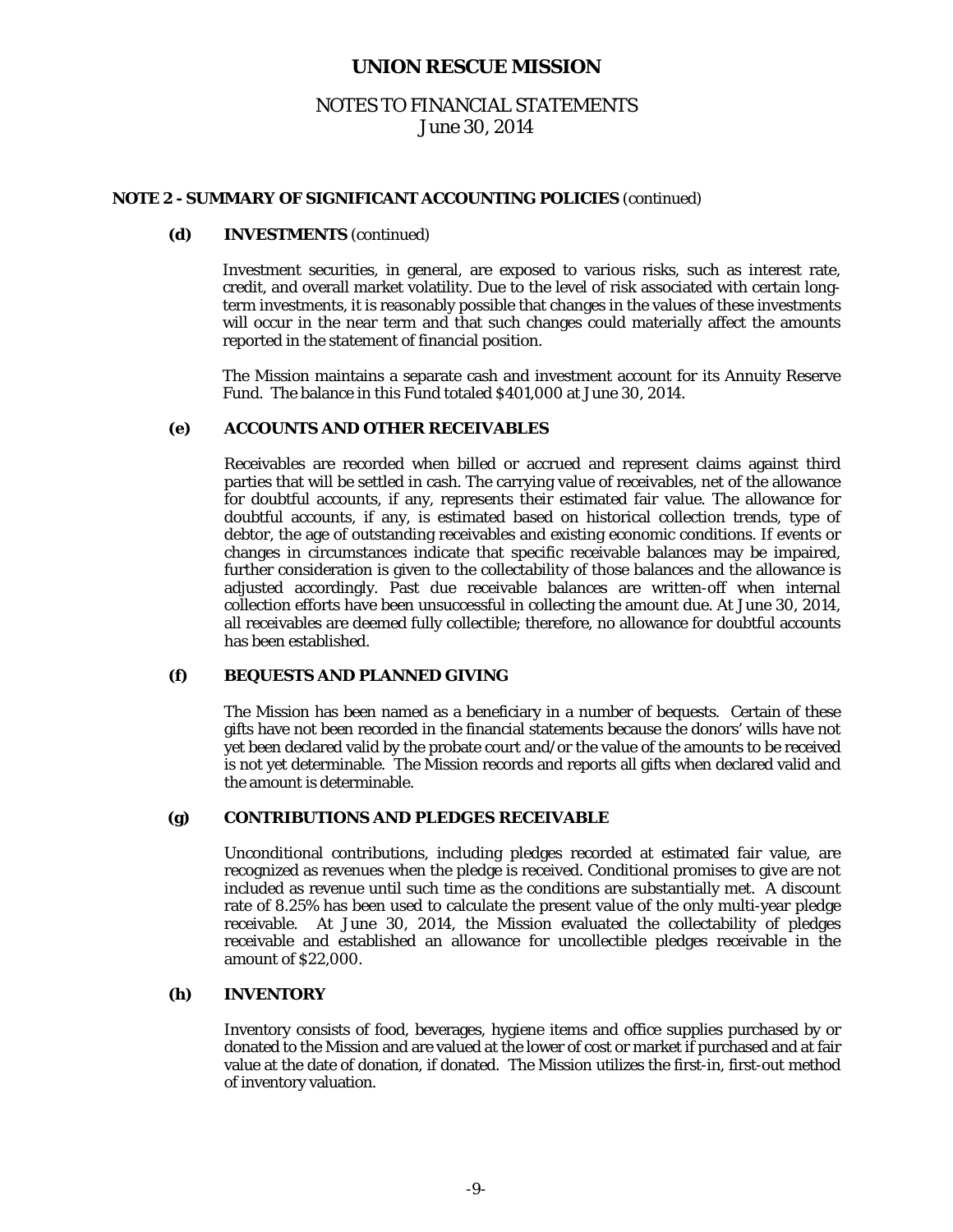# UNION RESCUE MISSION

## NOTES TO FINANCIAL STATEMENTS
June 30, 2014

### NOTE 2 - SUMMARY OF SIGNIFICANT ACCOUNTING POLICIES (continued)

#### (d) INVESTMENTS (continued)

Investment securities, in general, are exposed to various risks, such as interest rate, credit, and overall market volatility. Due to the level of risk associated with certain long-term investments, it is reasonably possible that changes in the values of these investments will occur in the near term and that such changes could materially affect the amounts reported in the statement of financial position.

The Mission maintains a separate cash and investment account for its Annuity Reserve Fund. The balance in this Fund totaled $401,000 at June 30, 2014.

#### (e) ACCOUNTS AND OTHER RECEIVABLES

Receivables are recorded when billed or accrued and represent claims against third parties that will be settled in cash. The carrying value of receivables, net of the allowance for doubtful accounts, if any, represents their estimated fair value. The allowance for doubtful accounts, if any, is estimated based on historical collection trends, type of debtor, the age of outstanding receivables and existing economic conditions. If events or changes in circumstances indicate that specific receivable balances may be impaired, further consideration is given to the collectability of those balances and the allowance is adjusted accordingly. Past due receivable balances are written-off when internal collection efforts have been unsuccessful in collecting the amount due. At June 30, 2014, all receivables are deemed fully collectible; therefore, no allowance for doubtful accounts has been established.

#### (f) BEQUESTS AND PLANNED GIVING

The Mission has been named as a beneficiary in a number of bequests. Certain of these gifts have not been recorded in the financial statements because the donors' wills have not yet been declared valid by the probate court and/or the value of the amounts to be received is not yet determinable. The Mission records and reports all gifts when declared valid and the amount is determinable.

#### (g) CONTRIBUTIONS AND PLEDGES RECEIVABLE

Unconditional contributions, including pledges recorded at estimated fair value, are recognized as revenues when the pledge is received. Conditional promises to give are not included as revenue until such time as the conditions are substantially met. A discount rate of 8.25% has been used to calculate the present value of the only multi-year pledge receivable. At June 30, 2014, the Mission evaluated the collectability of pledges receivable and established an allowance for uncollectible pledges receivable in the amount of $22,000.

#### (h) INVENTORY

Inventory consists of food, beverages, hygiene items and office supplies purchased by or donated to the Mission and are valued at the lower of cost or market if purchased and at fair value at the date of donation, if donated. The Mission utilizes the first-in, first-out method of inventory valuation.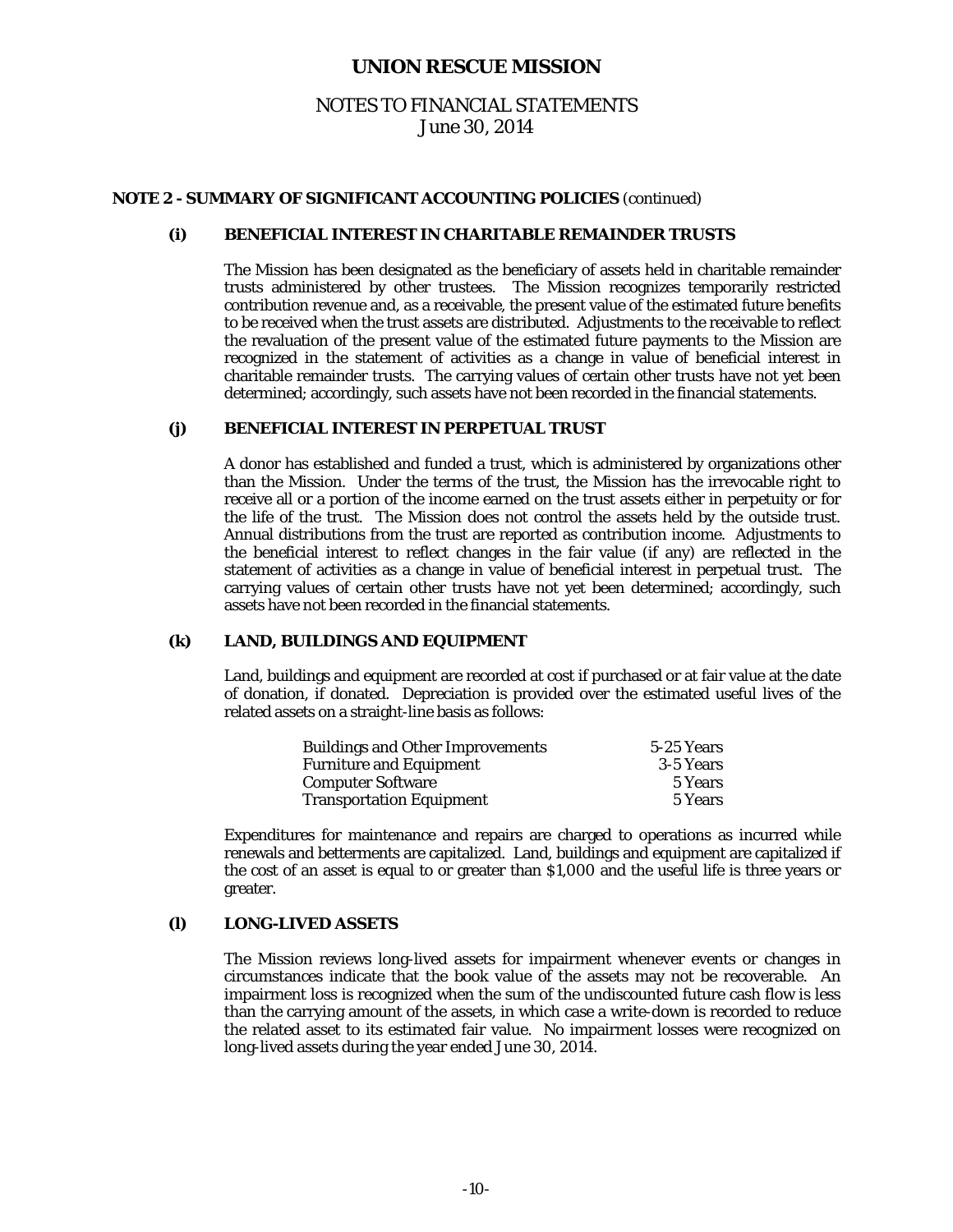# UNION RESCUE MISSION

## NOTES TO FINANCIAL STATEMENTS
June 30, 2014

**NOTE 2 - SUMMARY OF SIGNIFICANT ACCOUNTING POLICIES** (continued)

**(i) BENEFICIAL INTEREST IN CHARITABLE REMAINDER TRUSTS**

The Mission has been designated as the beneficiary of assets held in charitable remainder trusts administered by other trustees. The Mission recognizes temporarily restricted contribution revenue and, as a receivable, the present value of the estimated future benefits to be received when the trust assets are distributed. Adjustments to the receivable to reflect the revaluation of the present value of the estimated future payments to the Mission are recognized in the statement of activities as a change in value of beneficial interest in charitable remainder trusts. The carrying values of certain other trusts have not yet been determined; accordingly, such assets have not been recorded in the financial statements.

**(j) BENEFICIAL INTEREST IN PERPETUAL TRUST**

A donor has established and funded a trust, which is administered by organizations other than the Mission. Under the terms of the trust, the Mission has the irrevocable right to receive all or a portion of the income earned on the trust assets either in perpetuity or for the life of the trust. The Mission does not control the assets held by the outside trust. Annual distributions from the trust are reported as contribution income. Adjustments to the beneficial interest to reflect changes in the fair value (if any) are reflected in the statement of activities as a change in value of beneficial interest in perpetual trust. The carrying values of certain other trusts have not yet been determined; accordingly, such assets have not been recorded in the financial statements.

**(k) LAND, BUILDINGS AND EQUIPMENT**

Land, buildings and equipment are recorded at cost if purchased or at fair value at the date of donation, if donated. Depreciation is provided over the estimated useful lives of the related assets on a straight-line basis as follows:

| | |
|---|---|
| Buildings and Other Improvements | 5-25 Years |
| Furniture and Equipment | 3-5 Years |
| Computer Software | 5 Years |
| Transportation Equipment | 5 Years |

Expenditures for maintenance and repairs are charged to operations as incurred while renewals and betterments are capitalized. Land, buildings and equipment are capitalized if the cost of an asset is equal to or greater than $1,000 and the useful life is three years or greater.

**(l) LONG-LIVED ASSETS**

The Mission reviews long-lived assets for impairment whenever events or changes in circumstances indicate that the book value of the assets may not be recoverable. An impairment loss is recognized when the sum of the undiscounted future cash flow is less than the carrying amount of the assets, in which case a write-down is recorded to reduce the related asset to its estimated fair value. No impairment losses were recognized on long-lived assets during the year ended June 30, 2014.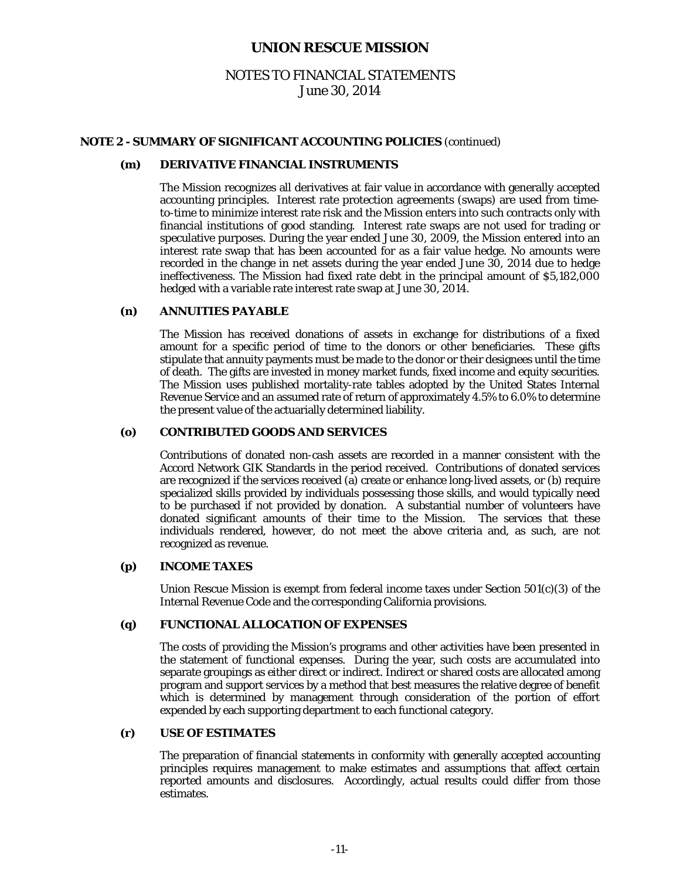# UNION RESCUE MISSION

## NOTES TO FINANCIAL STATEMENTS
June 30, 2014

### NOTE 2 - SUMMARY OF SIGNIFICANT ACCOUNTING POLICIES (continued)

#### (m) DERIVATIVE FINANCIAL INSTRUMENTS

The Mission recognizes all derivatives at fair value in accordance with generally accepted accounting principles. Interest rate protection agreements (swaps) are used from time-to-time to minimize interest rate risk and the Mission enters into such contracts only with financial institutions of good standing. Interest rate swaps are not used for trading or speculative purposes. During the year ended June 30, 2009, the Mission entered into an interest rate swap that has been accounted for as a fair value hedge. No amounts were recorded in the change in net assets during the year ended June 30, 2014 due to hedge ineffectiveness. The Mission had fixed rate debt in the principal amount of $5,182,000 hedged with a variable rate interest rate swap at June 30, 2014.

#### (n) ANNUITIES PAYABLE

The Mission has received donations of assets in exchange for distributions of a fixed amount for a specific period of time to the donors or other beneficiaries. These gifts stipulate that annuity payments must be made to the donor or their designees until the time of death. The gifts are invested in money market funds, fixed income and equity securities. The Mission uses published mortality-rate tables adopted by the United States Internal Revenue Service and an assumed rate of return of approximately 4.5% to 6.0% to determine the present value of the actuarially determined liability.

#### (o) CONTRIBUTED GOODS AND SERVICES

Contributions of donated non-cash assets are recorded in a manner consistent with the Accord Network GIK Standards in the period received. Contributions of donated services are recognized if the services received (a) create or enhance long-lived assets, or (b) require specialized skills provided by individuals possessing those skills, and would typically need to be purchased if not provided by donation. A substantial number of volunteers have donated significant amounts of their time to the Mission. The services that these individuals rendered, however, do not meet the above criteria and, as such, are not recognized as revenue.

#### (p) INCOME TAXES

Union Rescue Mission is exempt from federal income taxes under Section 501(c)(3) of the Internal Revenue Code and the corresponding California provisions.

#### (q) FUNCTIONAL ALLOCATION OF EXPENSES

The costs of providing the Mission's programs and other activities have been presented in the statement of functional expenses. During the year, such costs are accumulated into separate groupings as either direct or indirect. Indirect or shared costs are allocated among program and support services by a method that best measures the relative degree of benefit which is determined by management through consideration of the portion of effort expended by each supporting department to each functional category.

#### (r) USE OF ESTIMATES

The preparation of financial statements in conformity with generally accepted accounting principles requires management to make estimates and assumptions that affect certain reported amounts and disclosures. Accordingly, actual results could differ from those estimates.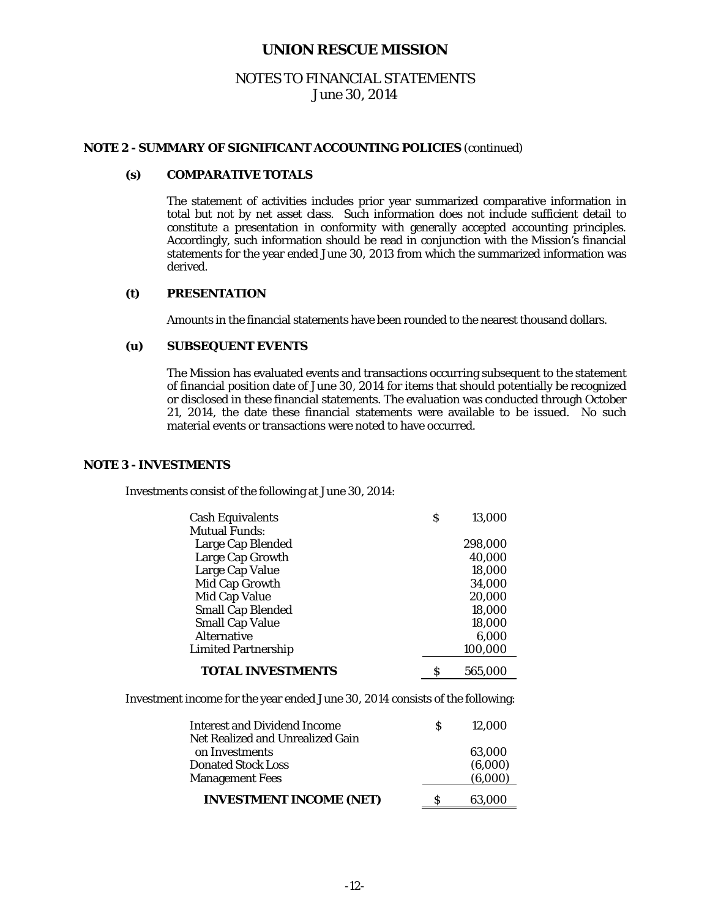# UNION RESCUE MISSION

## NOTES TO FINANCIAL STATEMENTS
June 30, 2014

### NOTE 2 - SUMMARY OF SIGNIFICANT ACCOUNTING POLICIES (continued)

#### (s) COMPARATIVE TOTALS

The statement of activities includes prior year summarized comparative information in total but not by net asset class. Such information does not include sufficient detail to constitute a presentation in conformity with generally accepted accounting principles. Accordingly, such information should be read in conjunction with the Mission's financial statements for the year ended June 30, 2013 from which the summarized information was derived.

#### (t) PRESENTATION

Amounts in the financial statements have been rounded to the nearest thousand dollars.

#### (u) SUBSEQUENT EVENTS

The Mission has evaluated events and transactions occurring subsequent to the statement of financial position date of June 30, 2014 for items that should potentially be recognized or disclosed in these financial statements. The evaluation was conducted through October 21, 2014, the date these financial statements were available to be issued. No such material events or transactions were noted to have occurred.

### NOTE 3 - INVESTMENTS

Investments consist of the following at June 30, 2014:

| | |
|---|---|
| Cash Equivalents | $ 13,000 |
| Mutual Funds: | |
| Large Cap Blended | 298,000 |
| Large Cap Growth | 40,000 |
| Large Cap Value | 18,000 |
| Mid Cap Growth | 34,000 |
| Mid Cap Value | 20,000 |
| Small Cap Blended | 18,000 |
| Small Cap Value | 18,000 |
| Alternative | 6,000 |
| Limited Partnership | 100,000 |
| **TOTAL INVESTMENTS** | $ 565,000 |

Investment income for the year ended June 30, 2014 consists of the following:

| | |
|---|---|
| Interest and Dividend Income | $ 12,000 |
| Net Realized and Unrealized Gain on Investments | 63,000 |
| Donated Stock Loss | (6,000) |
| Management Fees | (6,000) |
| **INVESTMENT INCOME (NET)** | $ 63,000 |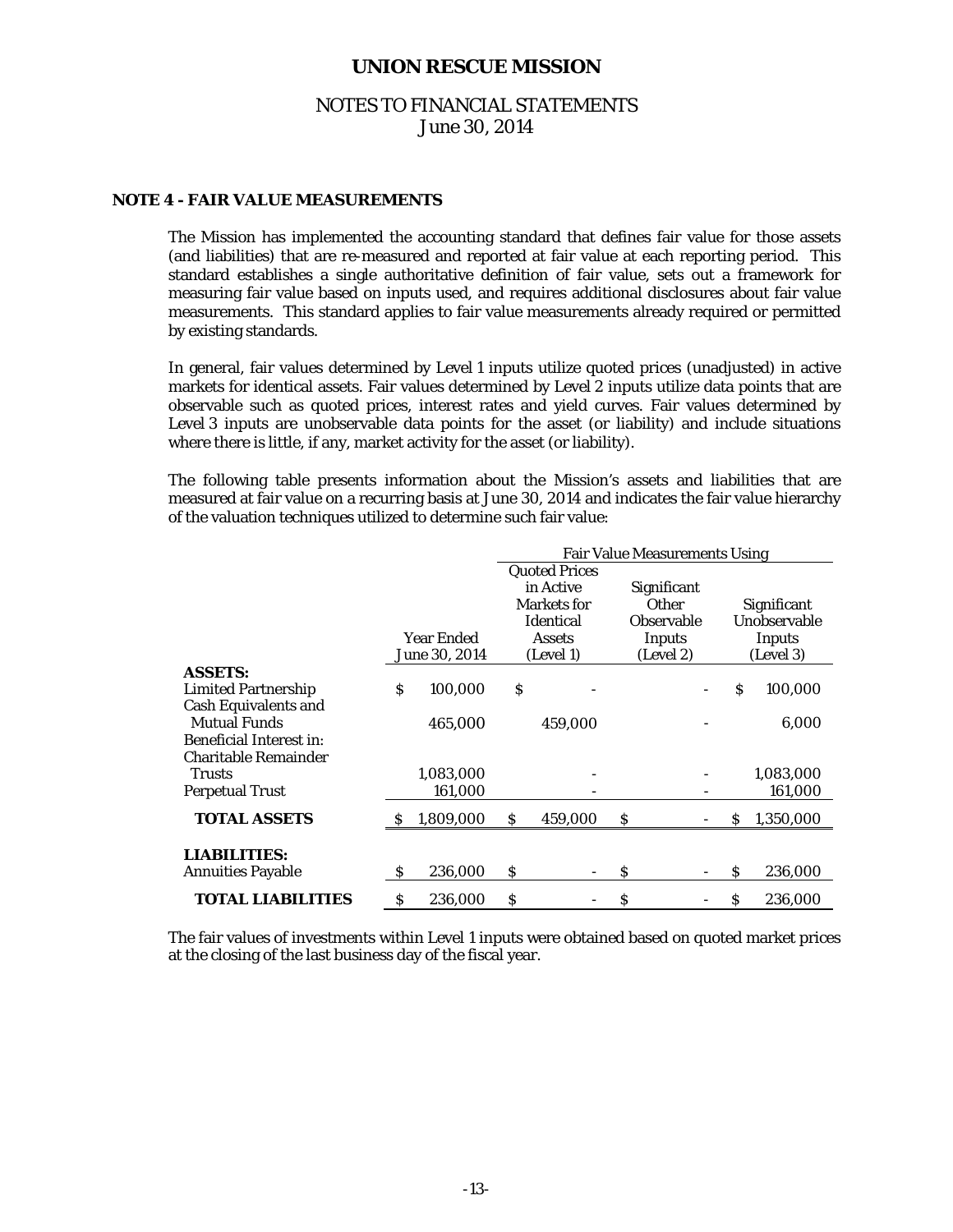## UNION RESCUE MISSION

NOTES TO FINANCIAL STATEMENTS
June 30, 2014

### NOTE 4 - FAIR VALUE MEASUREMENTS

The Mission has implemented the accounting standard that defines fair value for those assets (and liabilities) that are re-measured and reported at fair value at each reporting period. This standard establishes a single authoritative definition of fair value, sets out a framework for measuring fair value based on inputs used, and requires additional disclosures about fair value measurements. This standard applies to fair value measurements already required or permitted by existing standards.

In general, fair values determined by Level 1 inputs utilize quoted prices (unadjusted) in active markets for identical assets. Fair values determined by Level 2 inputs utilize data points that are observable such as quoted prices, interest rates and yield curves. Fair values determined by Level 3 inputs are unobservable data points for the asset (or liability) and include situations where there is little, if any, market activity for the asset (or liability).

The following table presents information about the Mission's assets and liabilities that are measured at fair value on a recurring basis at June 30, 2014 and indicates the fair value hierarchy of the valuation techniques utilized to determine such fair value:

| | | Fair Value Measurements Using | | |
|---|---|---|---|---|
| | Year Ended June 30, 2014 | Quoted Prices in Active Markets for Identical Assets (Level 1) | Significant Other Observable Inputs (Level 2) | Significant Unobservable Inputs (Level 3) |
| **ASSETS:** | | | | |
| Limited Partnership | $ 100,000 | $ - | - | $ 100,000 |
| Cash Equivalents and Mutual Funds | 465,000 | 459,000 | - | 6,000 |
| Beneficial Interest in: | | | | |
| Charitable Remainder Trusts | 1,083,000 | - | - | 1,083,000 |
| Perpetual Trust | 161,000 | - | - | 161,000 |
| **TOTAL ASSETS** | $ 1,809,000 | $ 459,000 | $ - | $ 1,350,000 |
| **LIABILITIES:** | | | | |
| Annuities Payable | $ 236,000 | $ - | $ - | $ 236,000 |
| **TOTAL LIABILITIES** | $ 236,000 | $ - | $ - | $ 236,000 |

The fair values of investments within Level 1 inputs were obtained based on quoted market prices at the closing of the last business day of the fiscal year.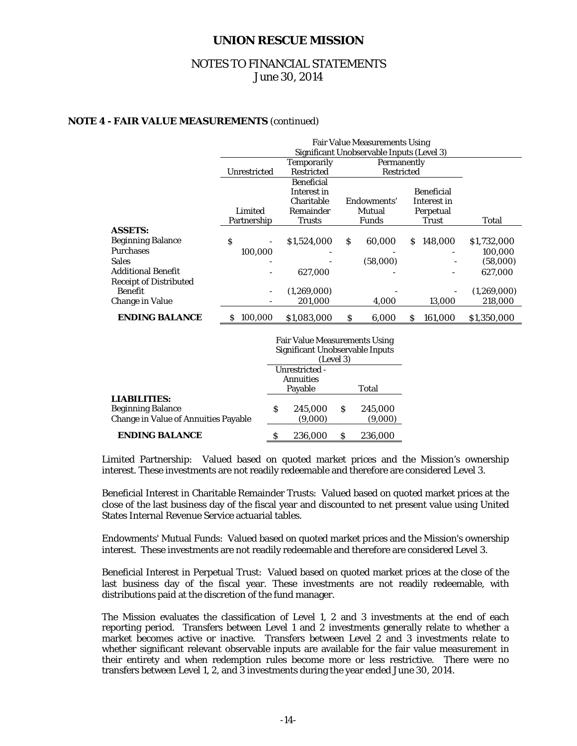## UNION RESCUE MISSION

NOTES TO FINANCIAL STATEMENTS
June 30, 2014

**NOTE 4 - FAIR VALUE MEASUREMENTS** (continued)

| | Fair Value Measurements Using Significant Unobservable Inputs (Level 3) | | | | |
|---|---|---|---|---|---|
| | Unrestricted | Temporarily Restricted | Permanently Restricted | | |
| | Limited Partnership | Beneficial Interest in Charitable Remainder Trusts | Endowments' Mutual Funds | Beneficial Interest in Perpetual Trust | Total |
| **ASSETS:** | | | | | |
| Beginning Balance | $ - | $1,524,000 | $ 60,000 | $ 148,000 | $1,732,000 |
| Purchases | 100,000 | - | - | - | 100,000 |
| Sales | - | - | (58,000) | - | (58,000) |
| Additional Benefit | - | 627,000 | - | - | 627,000 |
| Receipt of Distributed Benefit | - | (1,269,000) | - | - | (1,269,000) |
| Change in Value | - | 201,000 | 4,000 | 13,000 | 218,000 |
| **ENDING BALANCE** | $ 100,000 | $1,083,000 | $ 6,000 | $ 161,000 | $1,350,000 |

| | Fair Value Measurements Using Significant Unobservable Inputs (Level 3) | |
|---|---|---|
| | Unrestricted - Annuities Payable | Total |
| **LIABILITIES:** | | |
| Beginning Balance | $ 245,000 | $ 245,000 |
| Change in Value of Annuities Payable | (9,000) | (9,000) |
| **ENDING BALANCE** | $ 236,000 | $ 236,000 |

Limited Partnership: Valued based on quoted market prices and the Mission's ownership interest. These investments are not readily redeemable and therefore are considered Level 3.

Beneficial Interest in Charitable Remainder Trusts: Valued based on quoted market prices at the close of the last business day of the fiscal year and discounted to net present value using United States Internal Revenue Service actuarial tables.

Endowments' Mutual Funds: Valued based on quoted market prices and the Mission's ownership interest. These investments are not readily redeemable and therefore are considered Level 3.

Beneficial Interest in Perpetual Trust: Valued based on quoted market prices at the close of the last business day of the fiscal year. These investments are not readily redeemable, with distributions paid at the discretion of the fund manager.

The Mission evaluates the classification of Level 1, 2 and 3 investments at the end of each reporting period. Transfers between Level 1 and 2 investments generally relate to whether a market becomes active or inactive. Transfers between Level 2 and 3 investments relate to whether significant relevant observable inputs are available for the fair value measurement in their entirety and when redemption rules become more or less restrictive. There were no transfers between Level 1, 2, and 3 investments during the year ended June 30, 2014.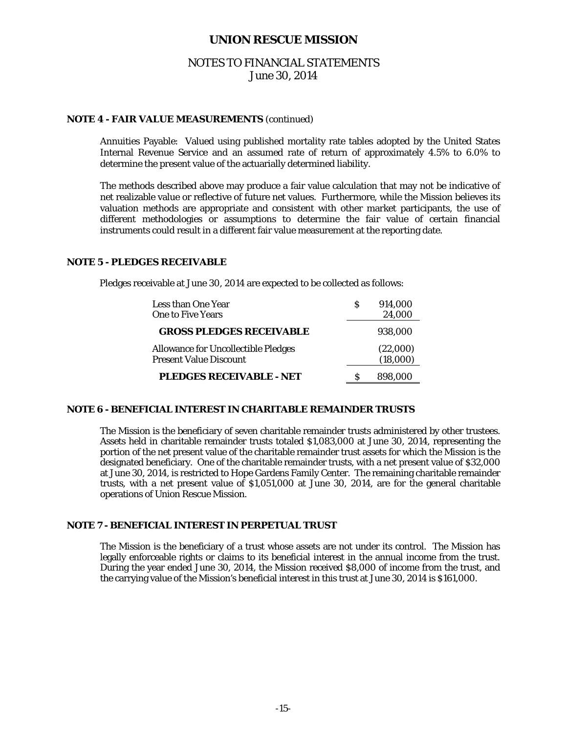## NOTE 4 - FAIR VALUE MEASUREMENTS (continued)

Annuities Payable: Valued using published mortality rate tables adopted by the United States Internal Revenue Service and an assumed rate of return of approximately 4.5% to 6.0% to determine the present value of the actuarially determined liability.

The methods described above may produce a fair value calculation that may not be indicative of net realizable value or reflective of future net values. Furthermore, while the Mission believes its valuation methods are appropriate and consistent with other market participants, the use of different methodologies or assumptions to determine the fair value of certain financial instruments could result in a different fair value measurement at the reporting date.

## NOTE 5 - PLEDGES RECEIVABLE

Pledges receivable at June 30, 2014 are expected to be collected as follows:

| | |
|---|---|
| Less than One Year | $ 914,000 |
| One to Five Years | 24,000 |
| **GROSS PLEDGES RECEIVABLE** | 938,000 |
| Allowance for Uncollectible Pledges | (22,000) |
| Present Value Discount | (18,000) |
| **PLEDGES RECEIVABLE - NET** | $ 898,000 |

## NOTE 6 - BENEFICIAL INTEREST IN CHARITABLE REMAINDER TRUSTS

The Mission is the beneficiary of seven charitable remainder trusts administered by other trustees. Assets held in charitable remainder trusts totaled $1,083,000 at June 30, 2014, representing the portion of the net present value of the charitable remainder trust assets for which the Mission is the designated beneficiary. One of the charitable remainder trusts, with a net present value of $32,000 at June 30, 2014, is restricted to Hope Gardens Family Center. The remaining charitable remainder trusts, with a net present value of $1,051,000 at June 30, 2014, are for the general charitable operations of Union Rescue Mission.

## NOTE 7 - BENEFICIAL INTEREST IN PERPETUAL TRUST

The Mission is the beneficiary of a trust whose assets are not under its control. The Mission has legally enforceable rights or claims to its beneficial interest in the annual income from the trust. During the year ended June 30, 2014, the Mission received $8,000 of income from the trust, and the carrying value of the Mission's beneficial interest in this trust at June 30, 2014 is $161,000.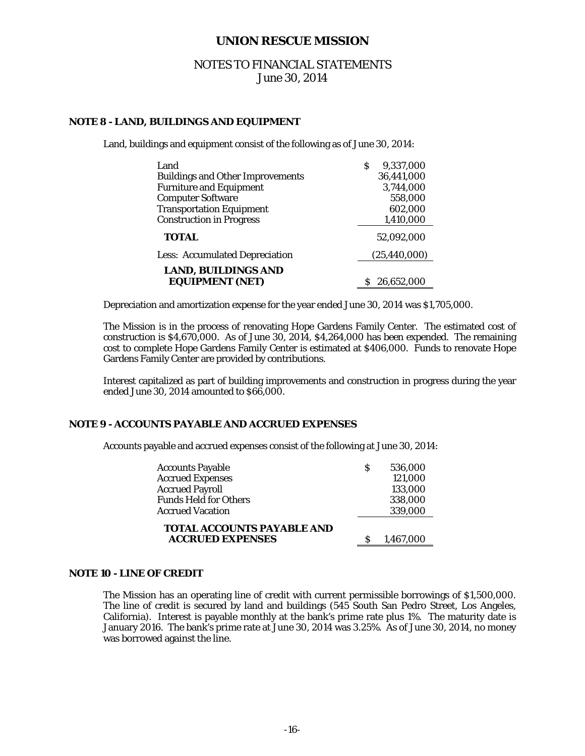# UNION RESCUE MISSION

## NOTES TO FINANCIAL STATEMENTS
June 30, 2014

### NOTE 8 - LAND, BUILDINGS AND EQUIPMENT

Land, buildings and equipment consist of the following as of June 30, 2014:

| | |
|---|---|
| Land | $ 9,337,000 |
| Buildings and Other Improvements | 36,441,000 |
| Furniture and Equipment | 3,744,000 |
| Computer Software | 558,000 |
| Transportation Equipment | 602,000 |
| Construction in Progress | 1,410,000 |
| **TOTAL** | 52,092,000 |
| Less: Accumulated Depreciation | (25,440,000) |
| **LAND, BUILDINGS AND EQUIPMENT (NET)** | $ 26,652,000 |

Depreciation and amortization expense for the year ended June 30, 2014 was $1,705,000.

The Mission is in the process of renovating Hope Gardens Family Center. The estimated cost of construction is $4,670,000. As of June 30, 2014, $4,264,000 has been expended. The remaining cost to complete Hope Gardens Family Center is estimated at $406,000. Funds to renovate Hope Gardens Family Center are provided by contributions.

Interest capitalized as part of building improvements and construction in progress during the year ended June 30, 2014 amounted to $66,000.

### NOTE 9 - ACCOUNTS PAYABLE AND ACCRUED EXPENSES

Accounts payable and accrued expenses consist of the following at June 30, 2014:

| | |
|---|---|
| Accounts Payable | $ 536,000 |
| Accrued Expenses | 121,000 |
| Accrued Payroll | 133,000 |
| Funds Held for Others | 338,000 |
| Accrued Vacation | 339,000 |
| **TOTAL ACCOUNTS PAYABLE AND ACCRUED EXPENSES** | $ 1,467,000 |

### NOTE 10 - LINE OF CREDIT

The Mission has an operating line of credit with current permissible borrowings of $1,500,000. The line of credit is secured by land and buildings (545 South San Pedro Street, Los Angeles, California). Interest is payable monthly at the bank's prime rate plus 1%. The maturity date is January 2016. The bank's prime rate at June 30, 2014 was 3.25%. As of June 30, 2014, no money was borrowed against the line.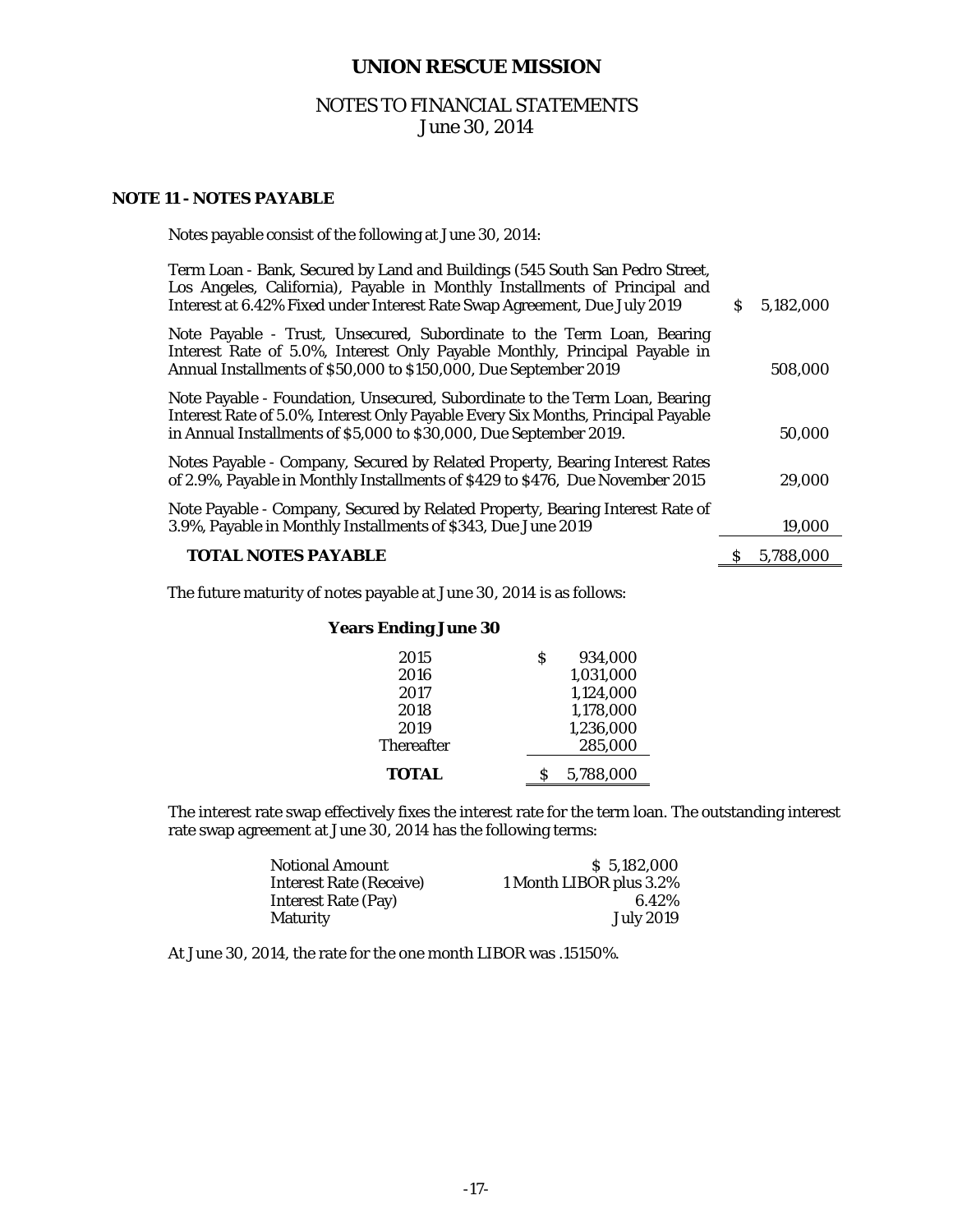# UNION RESCUE MISSION

## NOTES TO FINANCIAL STATEMENTS
June 30, 2014

### NOTE 11 - NOTES PAYABLE

Notes payable consist of the following at June 30, 2014:

| | |
|---|---|
| Term Loan - Bank, Secured by Land and Buildings (545 South San Pedro Street, Los Angeles, California), Payable in Monthly Installments of Principal and Interest at 6.42% Fixed under Interest Rate Swap Agreement, Due July 2019 | $ 5,182,000 |
| Note Payable - Trust, Unsecured, Subordinate to the Term Loan, Bearing Interest Rate of 5.0%, Interest Only Payable Monthly, Principal Payable in Annual Installments of $50,000 to $150,000, Due September 2019 | 508,000 |
| Note Payable - Foundation, Unsecured, Subordinate to the Term Loan, Bearing Interest Rate of 5.0%, Interest Only Payable Every Six Months, Principal Payable in Annual Installments of $5,000 to $30,000, Due September 2019. | 50,000 |
| Notes Payable - Company, Secured by Related Property, Bearing Interest Rates of 2.9%, Payable in Monthly Installments of $429 to $476, Due November 2015 | 29,000 |
| Note Payable - Company, Secured by Related Property, Bearing Interest Rate of 3.9%, Payable in Monthly Installments of $343, Due June 2019 | 19,000 |
| **TOTAL NOTES PAYABLE** | $ 5,788,000 |

The future maturity of notes payable at June 30, 2014 is as follows:

| **Years Ending June 30** | |
|---|---|
| 2015 | $ 934,000 |
| 2016 | 1,031,000 |
| 2017 | 1,124,000 |
| 2018 | 1,178,000 |
| 2019 | 1,236,000 |
| Thereafter | 285,000 |
| **TOTAL** | $ 5,788,000 |

The interest rate swap effectively fixes the interest rate for the term loan. The outstanding interest rate swap agreement at June 30, 2014 has the following terms:

| | |
|---|---|
| Notional Amount | $ 5,182,000 |
| Interest Rate (Receive) | 1 Month LIBOR plus 3.2% |
| Interest Rate (Pay) | 6.42% |
| Maturity | July 2019 |

At June 30, 2014, the rate for the one month LIBOR was .15150%.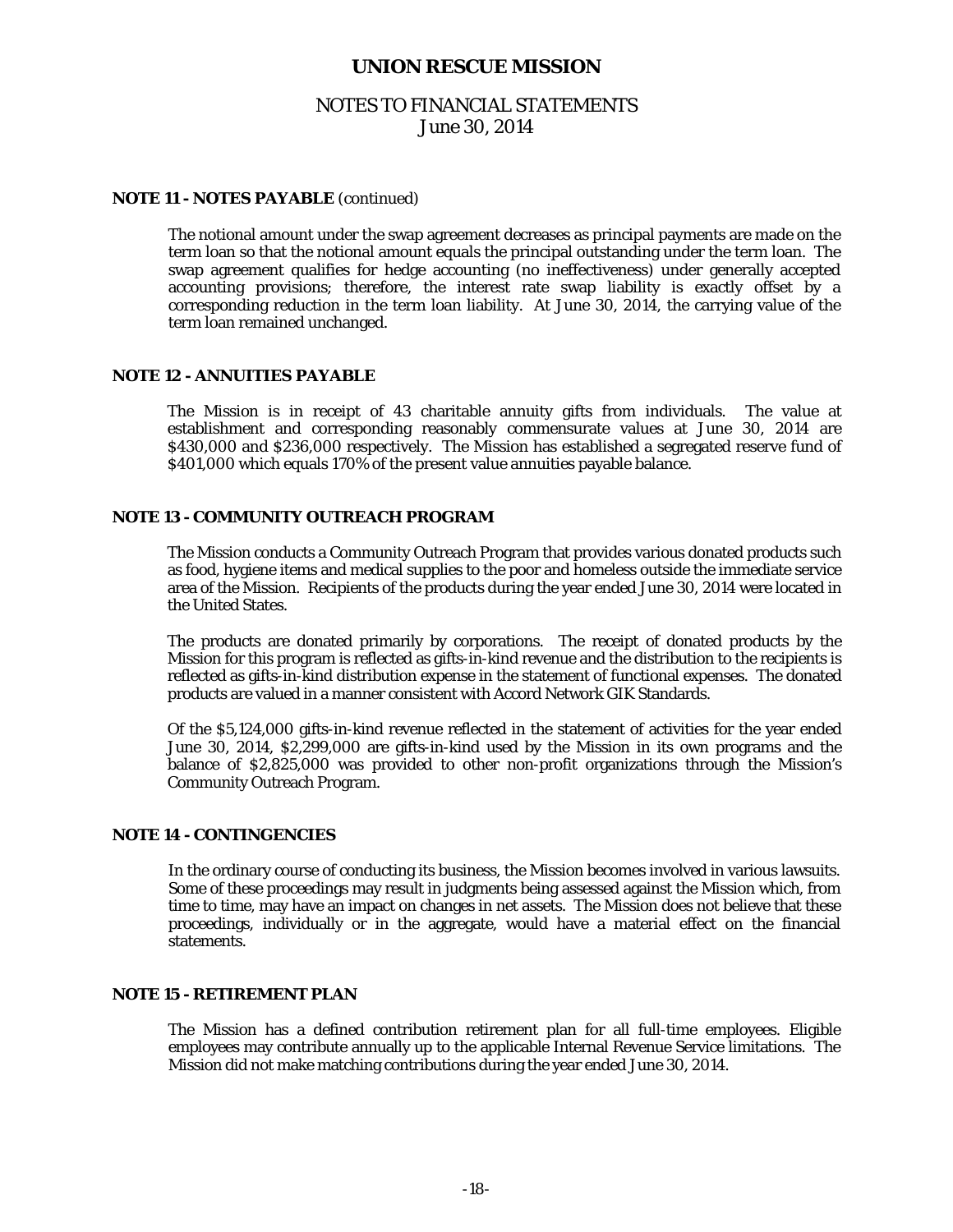# UNION RESCUE MISSION

## NOTES TO FINANCIAL STATEMENTS
June 30, 2014

**NOTE 11 - NOTES PAYABLE** (continued)

The notional amount under the swap agreement decreases as principal payments are made on the term loan so that the notional amount equals the principal outstanding under the term loan. The swap agreement qualifies for hedge accounting (no ineffectiveness) under generally accepted accounting provisions; therefore, the interest rate swap liability is exactly offset by a corresponding reduction in the term loan liability. At June 30, 2014, the carrying value of the term loan remained unchanged.

**NOTE 12 - ANNUITIES PAYABLE**

The Mission is in receipt of 43 charitable annuity gifts from individuals. The value at establishment and corresponding reasonably commensurate values at June 30, 2014 are \$430,000 and \$236,000 respectively. The Mission has established a segregated reserve fund of \$401,000 which equals 170% of the present value annuities payable balance.

**NOTE 13 - COMMUNITY OUTREACH PROGRAM**

The Mission conducts a Community Outreach Program that provides various donated products such as food, hygiene items and medical supplies to the poor and homeless outside the immediate service area of the Mission. Recipients of the products during the year ended June 30, 2014 were located in the United States.

The products are donated primarily by corporations. The receipt of donated products by the Mission for this program is reflected as gifts-in-kind revenue and the distribution to the recipients is reflected as gifts-in-kind distribution expense in the statement of functional expenses. The donated products are valued in a manner consistent with Accord Network GIK Standards.

Of the \$5,124,000 gifts-in-kind revenue reflected in the statement of activities for the year ended June 30, 2014, \$2,299,000 are gifts-in-kind used by the Mission in its own programs and the balance of \$2,825,000 was provided to other non-profit organizations through the Mission's Community Outreach Program.

**NOTE 14 - CONTINGENCIES**

In the ordinary course of conducting its business, the Mission becomes involved in various lawsuits. Some of these proceedings may result in judgments being assessed against the Mission which, from time to time, may have an impact on changes in net assets. The Mission does not believe that these proceedings, individually or in the aggregate, would have a material effect on the financial statements.

**NOTE 15 - RETIREMENT PLAN**

The Mission has a defined contribution retirement plan for all full-time employees. Eligible employees may contribute annually up to the applicable Internal Revenue Service limitations. The Mission did not make matching contributions during the year ended June 30, 2014.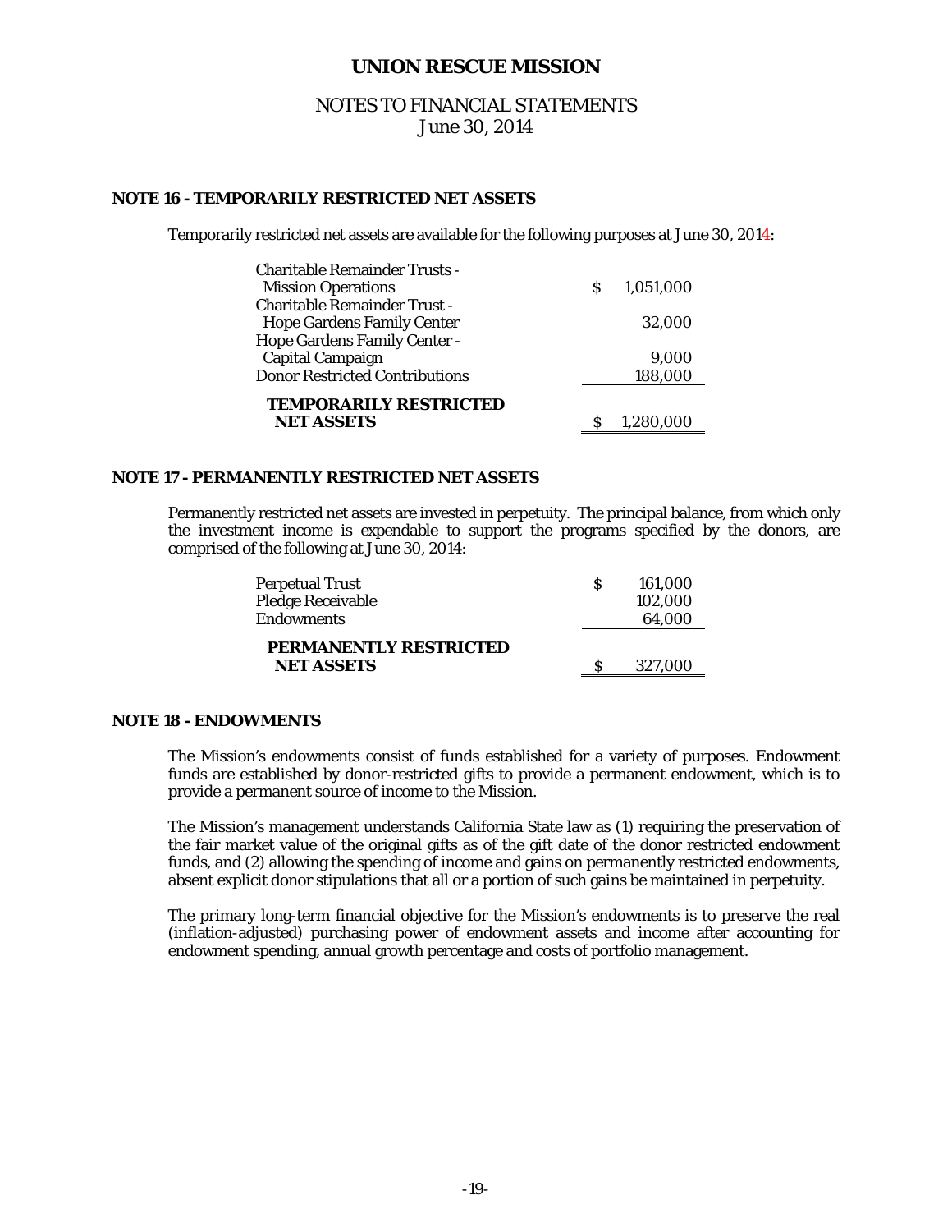# UNION RESCUE MISSION

## NOTES TO FINANCIAL STATEMENTS
## June 30, 2014

### NOTE 16 - TEMPORARILY RESTRICTED NET ASSETS

Temporarily restricted net assets are available for the following purposes at June 30, 2014:

| | |
|---|---|
| Charitable Remainder Trusts - Mission Operations | $ 1,051,000 |
| Charitable Remainder Trust - Hope Gardens Family Center | 32,000 |
| Hope Gardens Family Center - Capital Campaign | 9,000 |
| Donor Restricted Contributions | 188,000 |
| **TEMPORARILY RESTRICTED NET ASSETS** | $ 1,280,000 |

### NOTE 17 - PERMANENTLY RESTRICTED NET ASSETS

Permanently restricted net assets are invested in perpetuity. The principal balance, from which only the investment income is expendable to support the programs specified by the donors, are comprised of the following at June 30, 2014:

| | |
|---|---|
| Perpetual Trust | $ 161,000 |
| Pledge Receivable | 102,000 |
| Endowments | 64,000 |
| **PERMANENTLY RESTRICTED NET ASSETS** | $ 327,000 |

### NOTE 18 - ENDOWMENTS

The Mission's endowments consist of funds established for a variety of purposes. Endowment funds are established by donor-restricted gifts to provide a permanent endowment, which is to provide a permanent source of income to the Mission.

The Mission's management understands California State law as (1) requiring the preservation of the fair market value of the original gifts as of the gift date of the donor restricted endowment funds, and (2) allowing the spending of income and gains on permanently restricted endowments, absent explicit donor stipulations that all or a portion of such gains be maintained in perpetuity.

The primary long-term financial objective for the Mission's endowments is to preserve the real (inflation-adjusted) purchasing power of endowment assets and income after accounting for endowment spending, annual growth percentage and costs of portfolio management.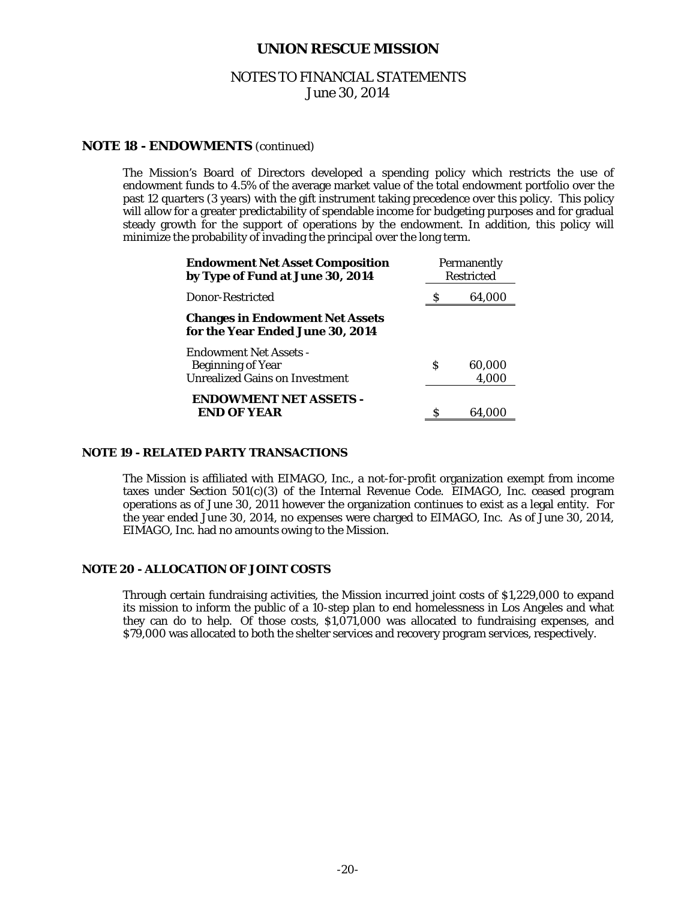# UNION RESCUE MISSION

## NOTES TO FINANCIAL STATEMENTS
June 30, 2014

### NOTE 18 - ENDOWMENTS (continued)

The Mission's Board of Directors developed a spending policy which restricts the use of endowment funds to 4.5% of the average market value of the total endowment portfolio over the past 12 quarters (3 years) with the gift instrument taking precedence over this policy. This policy will allow for a greater predictability of spendable income for budgeting purposes and for gradual steady growth for the support of operations by the endowment. In addition, this policy will minimize the probability of invading the principal over the long term.

| **Endowment Net Asset Composition by Type of Fund at June 30, 2014** | Permanently Restricted |
|---|---|
| Donor-Restricted | $ 64,000 |
| **Changes in Endowment Net Assets for the Year Ended June 30, 2014** | |
| Endowment Net Assets - Beginning of Year | $ 60,000 |
| Unrealized Gains on Investment | 4,000 |
| **ENDOWMENT NET ASSETS - END OF YEAR** | $ 64,000 |

### NOTE 19 - RELATED PARTY TRANSACTIONS

The Mission is affiliated with EIMAGO, Inc., a not-for-profit organization exempt from income taxes under Section 501(c)(3) of the Internal Revenue Code. EIMAGO, Inc. ceased program operations as of June 30, 2011 however the organization continues to exist as a legal entity. For the year ended June 30, 2014, no expenses were charged to EIMAGO, Inc. As of June 30, 2014, EIMAGO, Inc. had no amounts owing to the Mission.

### NOTE 20 - ALLOCATION OF JOINT COSTS

Through certain fundraising activities, the Mission incurred joint costs of $1,229,000 to expand its mission to inform the public of a 10-step plan to end homelessness in Los Angeles and what they can do to help. Of those costs, $1,071,000 was allocated to fundraising expenses, and $79,000 was allocated to both the shelter services and recovery program services, respectively.